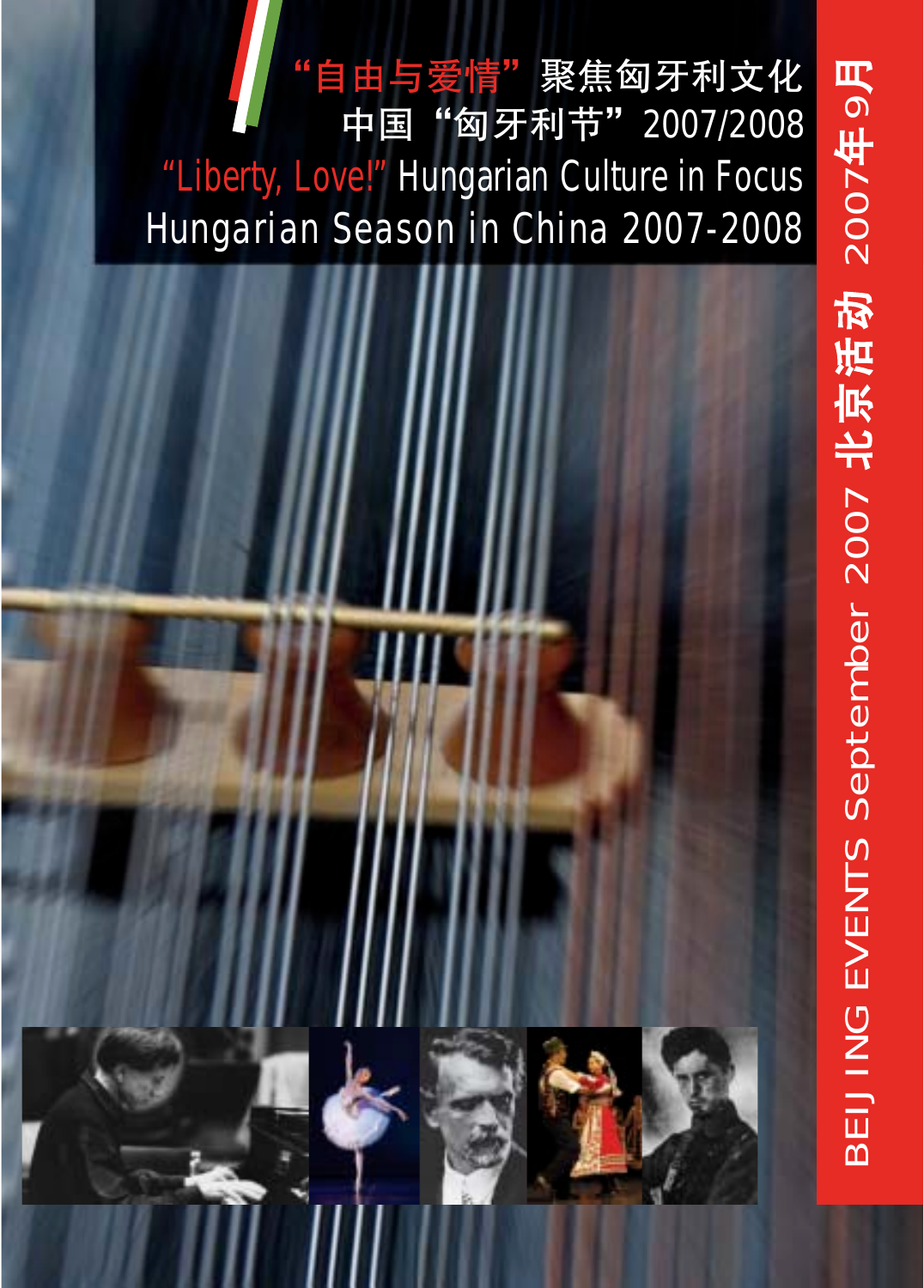# "自由与爱情"聚焦匈牙利文化
# 中国"匈牙利节"2007/2008

# "Liberty, Love!" Hungarian Culture in Focus
# Hungarian Season in China 2007-2008

BEIJING EVENTS September 2007 北京活动 2007年9月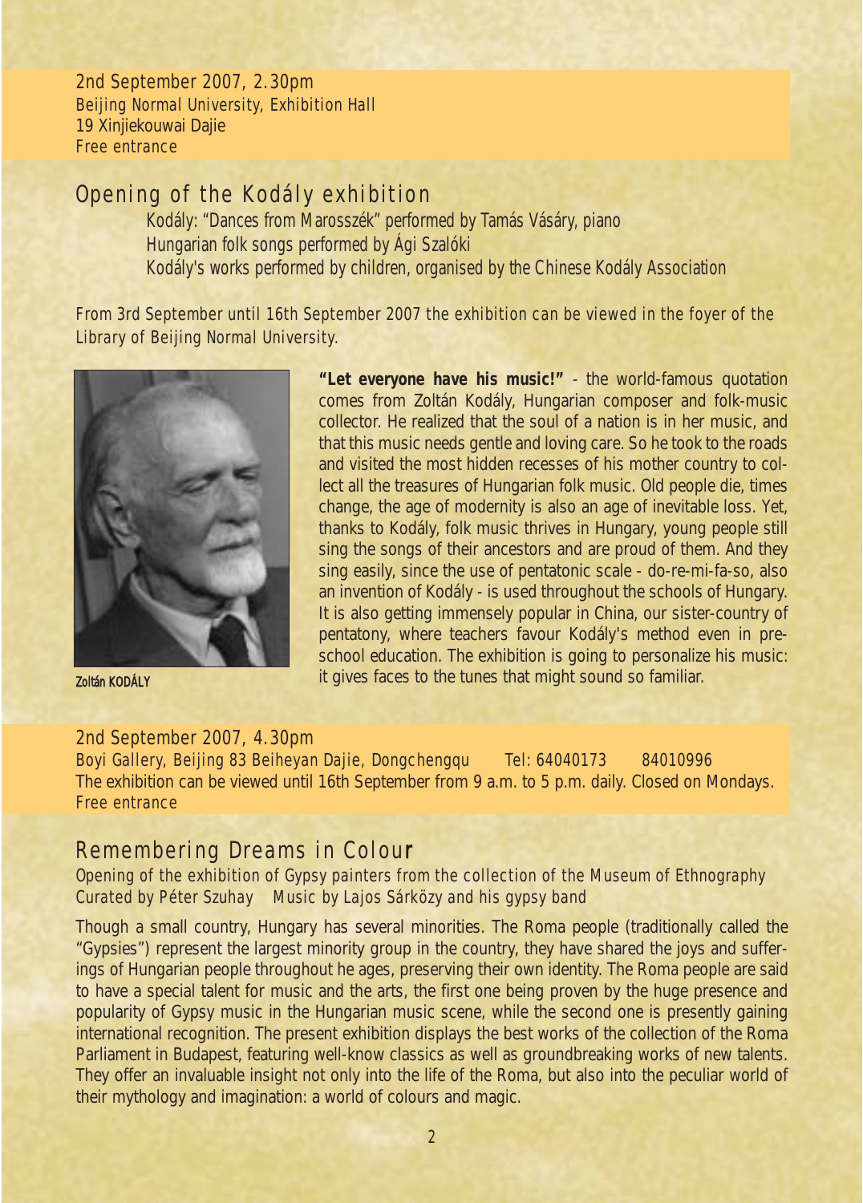2nd September 2007, 2.30pm
Beijing Normal University, Exhibition Hall
19 Xinjiekouwai Dajie
Free entrance

## Opening of the Kodály exhibition

Kodály: "Dances from Marosszék" performed by Tamás Vásáry, piano
Hungarian folk songs performed by Ági Szalóki
Kodály's works performed by children, organised by the Chinese Kodály Association

From 3rd September until 16th September 2007 the exhibition can be viewed in the foyer of the Library of Beijing Normal University.

Zoltán KODÁLY

**"Let everyone have his music!"** - the world-famous quotation comes from Zoltán Kodály, Hungarian composer and folk-music collector. He realized that the soul of a nation is in her music, and that this music needs gentle and loving care. So he took to the roads and visited the most hidden recesses of his mother country to collect all the treasures of Hungarian folk music. Old people die, times change, the age of modernity is also an age of inevitable loss. Yet, thanks to Kodály, folk music thrives in Hungary, young people still sing the songs of their ancestors and are proud of them. And they sing easily, since the use of pentatonic scale - do-re-mi-fa-so, also an invention of Kodály - is used throughout the schools of Hungary. It is also getting immensely popular in China, our sister-country of pentatony, where teachers favour Kodály's method even in pre-school education. The exhibition is going to personalize his music: it gives faces to the tunes that might sound so familiar.

2nd September 2007, 4.30pm
Boyi Gallery, Beijing 83 Beiheyan Dajie, Dongchengqu Tel: 64040173 84010996
The exhibition can be viewed until 16th September from 9 a.m. to 5 p.m. daily. Closed on Mondays.
Free entrance

## Remembering Dreams in Colour

Opening of the exhibition of Gypsy painters from the collection of the Museum of Ethnography
Curated by Péter Szuhay Music by Lajos Sárközy and his gypsy band

Though a small country, Hungary has several minorities. The Roma people (traditionally called the "Gypsies") represent the largest minority group in the country, they have shared the joys and sufferings of Hungarian people throughout he ages, preserving their own identity. The Roma people are said to have a special talent for music and the arts, the first one being proven by the huge presence and popularity of Gypsy music in the Hungarian music scene, while the second one is presently gaining international recognition. The present exhibition displays the best works of the collection of the Roma Parliament in Budapest, featuring well-know classics as well as groundbreaking works of new talents. They offer an invaluable insight not only into the life of the Roma, but also into the peculiar world of their mythology and imagination: a world of colours and magic.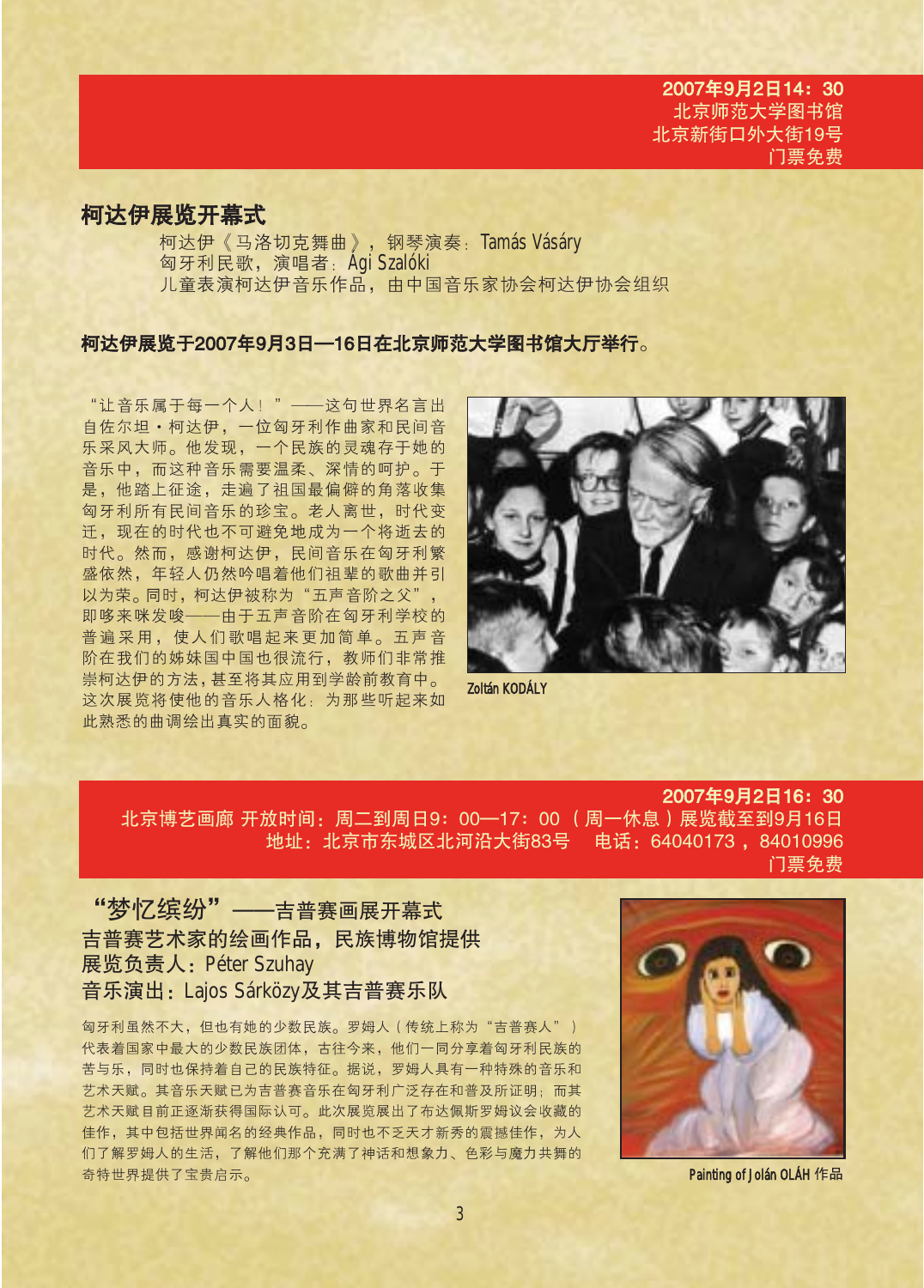2007年9月2日14：30
北京师范大学图书馆
北京新街口外大街19号
门票免费

## 柯达伊展览开幕式

柯达伊《马洛切克舞曲》，钢琴演奏：Tamás Vásáry
匈牙利民歌，演唱者：Ági Szalóki
儿童表演柯达伊音乐作品，由中国音乐家协会柯达伊协会组织

**柯达伊展览于2007年9月3日—16日在北京师范大学图书馆大厅举行。**

“让音乐属于每一个人！”——这句世界名言出自佐尔坦·柯达伊，一位匈牙利作曲家和民间音乐采风大师。他发现，一个民族的灵魂存于她的音乐中，而这种音乐需要温柔、深情的呵护。于是，他踏上征途，走遍了祖国最偏僻的角落收集匈牙利所有民间音乐的珍宝。老人离世，时代变迁，现在的时代也不可避免地成为一个将逝去的时代。然而，感谢柯达伊，民间音乐在匈牙利繁盛依然，年轻人仍然吟唱着他们祖辈的歌曲并引以为荣。同时，柯达伊被称为“五声音阶之父”，即哆来咪发唆——由于五声音阶在匈牙利学校的普遍采用，使人们歌唱起来更加简单。五声音阶在我们的姊妹国中国也很流行，教师们非常推崇柯达伊的方法，甚至将其应用到学龄前教育中。这次展览将使他的音乐人格化：为那些听起来如此熟悉的曲调绘出真实的面貌。

Zoltán KODÁLY

2007年9月2日16：30
北京博艺画廊 开放时间：周二到周日9：00—17：00（周一休息）展览截至到9月16日
地址：北京市东城区北河沿大街83号 电话：64040173，84010996
门票免费

## “梦忆缤纷”——吉普赛画展开幕式

吉普赛艺术家的绘画作品，民族博物馆提供
展览负责人：Péter Szuhay
音乐演出：Lajos Sárközy及其吉普赛乐队

匈牙利虽然不大，但也有她的少数民族。罗姆人（传统上称为“吉普赛人”）代表着国家中最大的少数民族团体，古往今来，他们一同分享着匈牙利民族的苦与乐，同时也保持着自己的民族特征。据说，罗姆人具有一种特殊的音乐和艺术天赋。其音乐天赋已为吉普赛音乐在匈牙利广泛存在和普及所证明；而其艺术天赋目前正逐渐获得国际认可。此次展览展出了布达佩斯罗姆议会收藏的佳作，其中包括世界闻名的经典作品，同时也不乏天才新秀的震撼佳作，为人们了解罗姆人的生活，了解他们那个充满了神话和想象力、色彩与魔力共舞的奇特世界提供了宝贵启示。

Painting of Jolán OLÁH 作品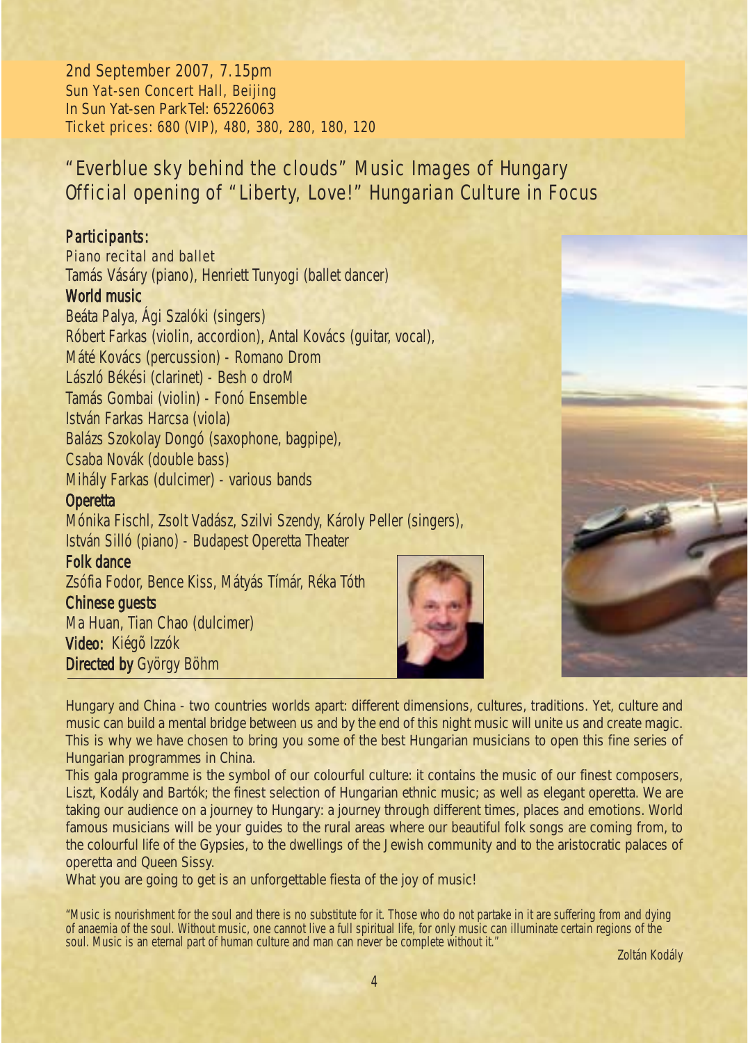2nd September 2007, 7.15pm
Sun Yat-sen Concert Hall, Beijing
In Sun Yat-sen Park Tel: 65226063
Ticket prices: 680 (VIP), 480, 380, 280, 180, 120

## "Everblue sky behind the clouds" Music Images of Hungary
## Official opening of "Liberty, Love!" Hungarian Culture in Focus

**Participants:**

Piano recital and ballet
Tamás Vásáry (piano), Henriett Tunyogi (ballet dancer)

**World music**
Beáta Palya, Ági Szalóki (singers)
Róbert Farkas (violin, accordion), Antal Kovács (guitar, vocal),
Máté Kovács (percussion) - Romano Drom
László Békési (clarinet) - Besh o droM
Tamás Gombai (violin) - Fonó Ensemble
István Farkas Harcsa (viola)
Balázs Szokolay Dongó (saxophone, bagpipe),
Csaba Novák (double bass)
Mihály Farkas (dulcimer) - various bands

**Operetta**
Mónika Fischl, Zsolt Vadász, Szilvi Szendy, Károly Peller (singers),
István Silló (piano) - Budapest Operetta Theater

**Folk dance**
Zsófia Fodor, Bence Kiss, Mátyás Tímár, Réka Tóth

**Chinese guests**
Ma Huan, Tian Chao (dulcimer)

**Video:** Kiégõ Izzók

**Directed by** György Böhm

Hungary and China - two countries worlds apart: different dimensions, cultures, traditions. Yet, culture and music can build a mental bridge between us and by the end of this night music will unite us and create magic. This is why we have chosen to bring you some of the best Hungarian musicians to open this fine series of Hungarian programmes in China.

This gala programme is the symbol of our colourful culture: it contains the music of our finest composers, Liszt, Kodály and Bartók; the finest selection of Hungarian ethnic music; as well as elegant operetta. We are taking our audience on a journey to Hungary: a journey through different times, places and emotions. World famous musicians will be your guides to the rural areas where our beautiful folk songs are coming from, to the colourful life of the Gypsies, to the dwellings of the Jewish community and to the aristocratic palaces of operetta and Queen Sissy.

What you are going to get is an unforgettable fiesta of the joy of music!

"Music is nourishment for the soul and there is no substitute for it. Those who do not partake in it are suffering from and dying of anaemia of the soul. Without music, one cannot live a full spiritual life, for only music can illuminate certain regions of the soul. Music is an eternal part of human culture and man can never be complete without it."

Zoltán Kodály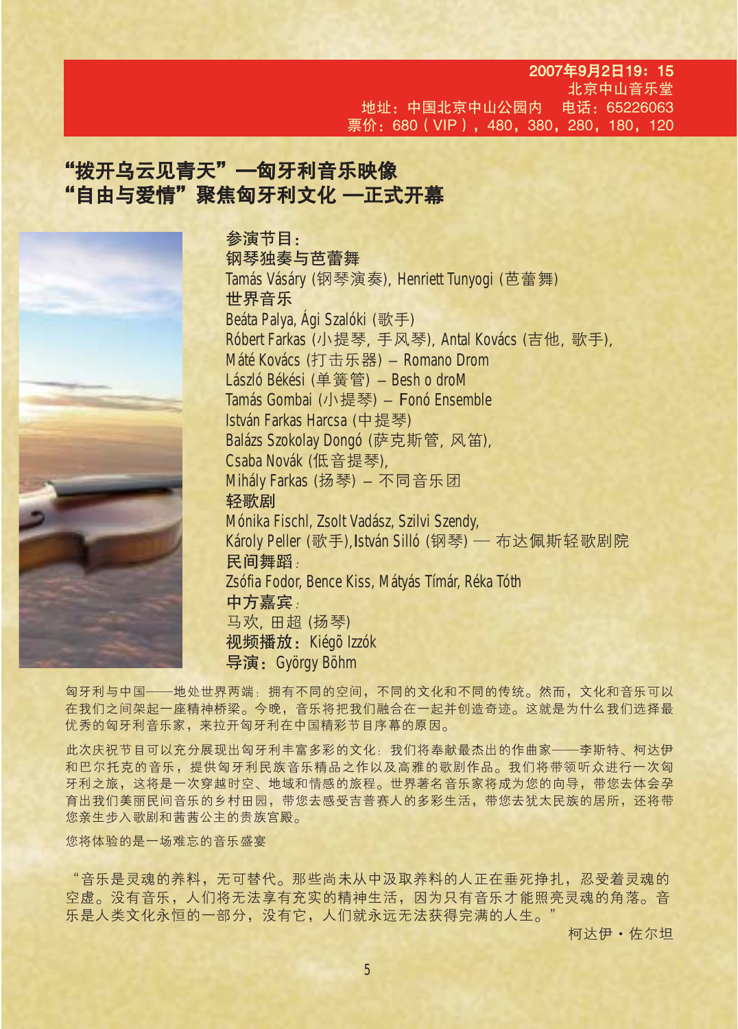**2007年9月2日19：15**
北京中山音乐堂
地址：中国北京中山公园内　电话：65226063
票价：680（VIP），480，380，280，180，120

## "拨开乌云见青天"—匈牙利音乐映像
## "自由与爱情"聚焦匈牙利文化 —正式开幕

**参演节目：**

**钢琴独奏与芭蕾舞**
Tamás Vásáry (钢琴演奏), Henriett Tunyogi (芭蕾舞)

**世界音乐**
Beáta Palya, Ági Szalóki (歌手)
Róbert Farkas (小提琴, 手风琴), Antal Kovács (吉他, 歌手),
Máté Kovács (打击乐器) – Romano Drom
László Békési (单簧管) – Besh o droM
Tamás Gombai (小提琴) – Fonó Ensemble
István Farkas Harcsa (中提琴)
Balázs Szokolay Dongó (萨克斯管, 风笛),
Csaba Novák (低音提琴),
Mihály Farkas (扬琴) – 不同音乐团

**轻歌剧**
Mónika Fischl, Zsolt Vadász, Szilvi Szendy,
Károly Peller (歌手),István Silló (钢琴) — 布达佩斯轻歌剧院

**民间舞蹈**：
Zsófia Fodor, Bence Kiss, Mátyás Tímár, Réka Tóth

**中方嘉宾**：
马欢, 田超 (扬琴)

**视频播放：** Kiégõ Izzók

**导演：** György Böhm

匈牙利与中国——地处世界两端：拥有不同的空间，不同的文化和不同的传统。然而，文化和音乐可以在我们之间架起一座精神桥梁。今晚，音乐将把我们融合在一起并创造奇迹。这就是为什么我们选择最优秀的匈牙利音乐家，来拉开匈牙利在中国精彩节目序幕的原因。

此次庆祝节目可以充分展现出匈牙利丰富多彩的文化：我们将奉献最杰出的作曲家——李斯特、柯达伊和巴尔托克的音乐，提供匈牙利民族音乐精品之作以及高雅的歌剧作品。我们将带领听众进行一次匈牙利之旅，这将是一次穿越时空、地域和情感的旅程。世界著名音乐家将成为您的向导，带您去体会孕育出我们美丽民间音乐的乡村田园，带您去感受吉普赛人的多彩生活，带您去犹太民族的居所，还将带您亲生步入歌剧和茜茜公主的贵族宫殿。

您将体验的是一场难忘的音乐盛宴

"音乐是灵魂的养料，无可替代。那些尚未从中汲取养料的人正在垂死挣扎，忍受着灵魂的空虚。没有音乐，人们将无法享有充实的精神生活，因为只有音乐才能照亮灵魂的角落。音乐是人类文化永恒的一部分，没有它，人们就永远无法获得完满的人生。"

柯达伊・佐尔坦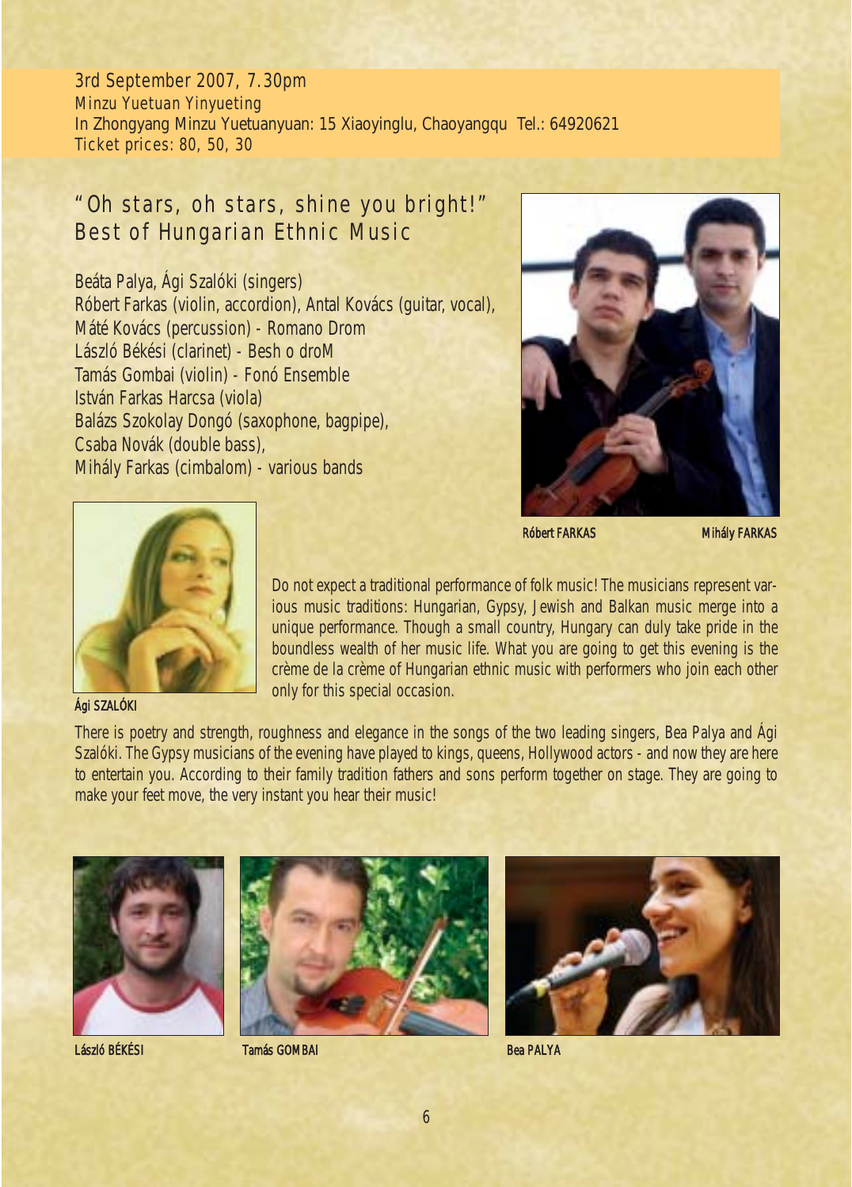3rd September 2007, 7.30pm
Minzu Yuetuan Yinyueting
In Zhongyang Minzu Yuetuanyuan: 15 Xiaoyinglu, Chaoyangqu Tel.: 64920621
Ticket prices: 80, 50, 30

## "Oh stars, oh stars, shine you bright!" Best of Hungarian Ethnic Music

Beáta Palya, Ági Szalóki (singers)
Róbert Farkas (violin, accordion), Antal Kovács (guitar, vocal),
Máté Kovács (percussion) - Romano Drom
László Békési (clarinet) - Besh o droM
Tamás Gombai (violin) - Fonó Ensemble
István Farkas Harcsa (viola)
Balázs Szokolay Dongó (saxophone, bagpipe),
Csaba Novák (double bass),
Mihály Farkas (cimbalom) - various bands

Róbert FARKAS Mihály FARKAS

Ági SZALÓKI

Do not expect a traditional performance of folk music! The musicians represent various music traditions: Hungarian, Gypsy, Jewish and Balkan music merge into a unique performance. Though a small country, Hungary can duly take pride in the boundless wealth of her music life. What you are going to get this evening is the crème de la crème of Hungarian ethnic music with performers who join each other only for this special occasion.

There is poetry and strength, roughness and elegance in the songs of the two leading singers, Bea Palya and Ági Szalóki. The Gypsy musicians of the evening have played to kings, queens, Hollywood actors - and now they are here to entertain you. According to their family tradition fathers and sons perform together on stage. They are going to make your feet move, the very instant you hear their music!

László BÉKÉSI Tamás GOMBAI Bea PALYA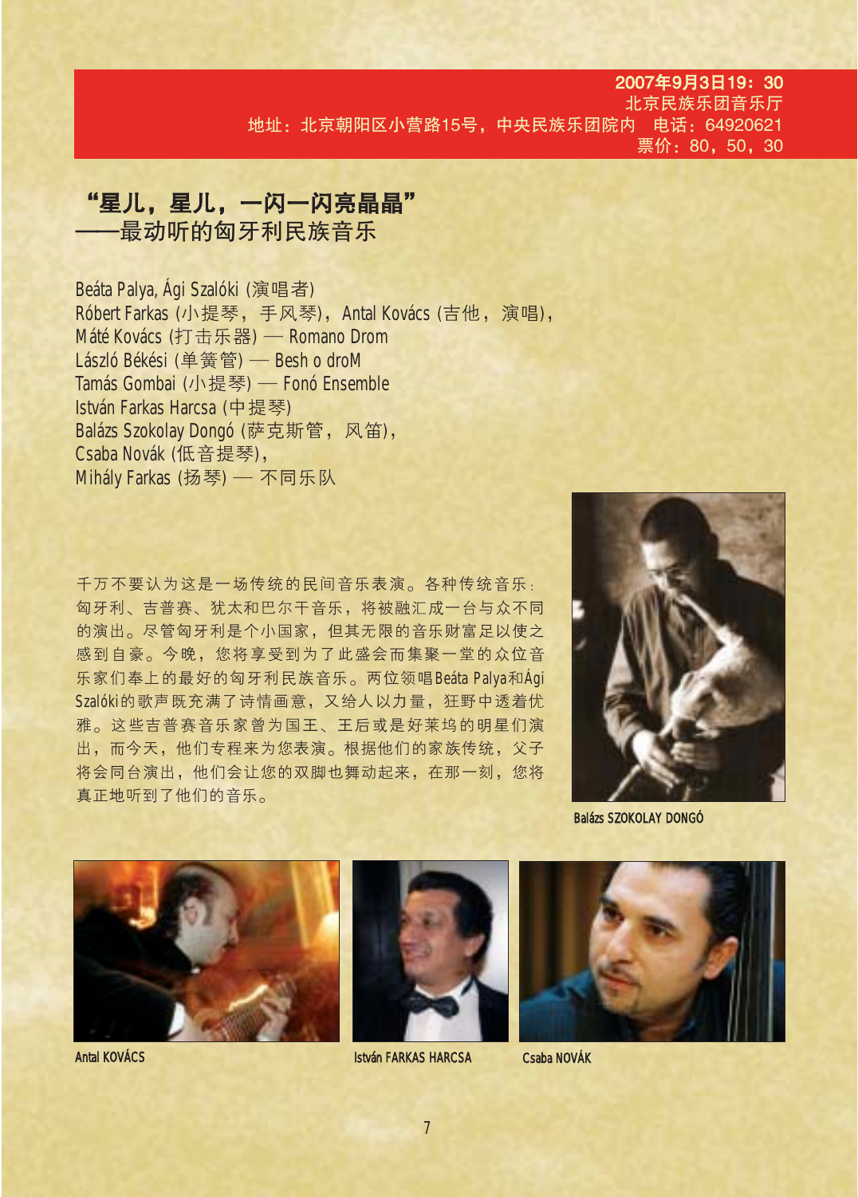**2007年9月3日19：30**
北京民族乐团音乐厅
地址：北京朝阳区小营路15号，中央民族乐团院内　电话：64920621
票价：80，50，30

## "星儿，星儿，一闪一闪亮晶晶"
## ——最动听的匈牙利民族音乐

Beáta Palya, Ági Szalóki (演唱者)
Róbert Farkas (小提琴，手风琴)，Antal Kovács (吉他，演唱)，
Máté Kovács (打击乐器) — Romano Drom
László Békési (单簧管) — Besh o droM
Tamás Gombai (小提琴) — Fonó Ensemble
István Farkas Harcsa (中提琴)
Balázs Szokolay Dongó (萨克斯管，风笛)，
Csaba Novák (低音提琴)，
Mihály Farkas (扬琴) — 不同乐队

千万不要认为这是一场传统的民间音乐表演。各种传统音乐：匈牙利、吉普赛、犹太和巴尔干音乐，将被融汇成一台与众不同的演出。尽管匈牙利是个小国家，但其无限的音乐财富足以使之感到自豪。今晚，您将享受到为了此盛会而集聚一堂的众位音乐家们奉上的最好的匈牙利民族音乐。两位领唱Beáta Palya和Ági Szalóki的歌声既充满了诗情画意，又给人以力量，狂野中透着优雅。这些吉普赛音乐家曾为国王、王后或是好莱坞的明星们演出，而今天，他们专程来为您表演。根据他们的家族传统，父子将会同台演出，他们会让您的双脚也舞动起来，在那一刻，您将真正地听到了他们的音乐。

Balázs SZOKOLAY DONGÓ

Antal KOVÁCS

István FARKAS HARCSA

Csaba NOVÁK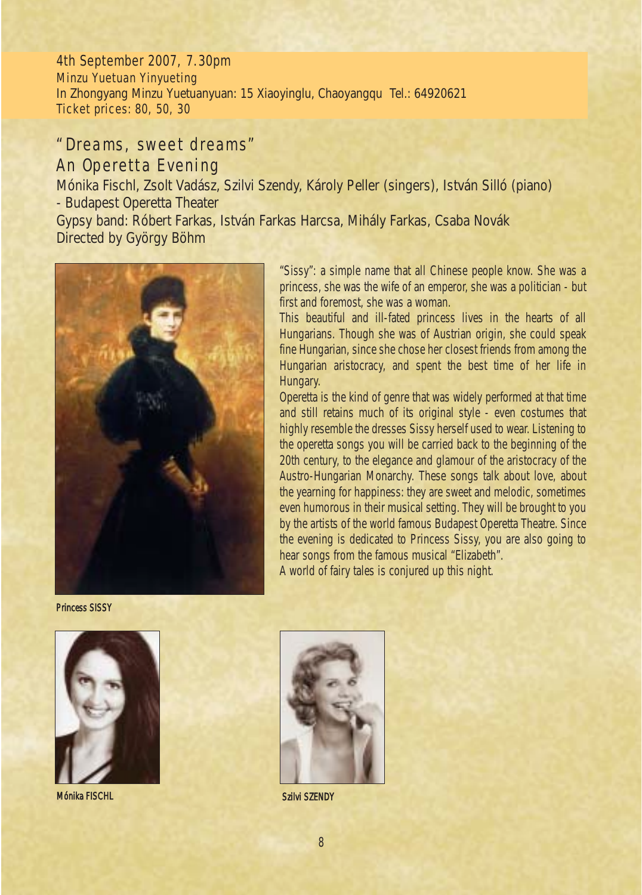4th September 2007, 7.30pm
Minzu Yuetuan Yinyueting
In Zhongyang Minzu Yuetuanyuan: 15 Xiaoyinglu, Chaoyangqu Tel.: 64920621
Ticket prices: 80, 50, 30

## "Dreams, sweet dreams"
## An Operetta Evening

Mónika Fischl, Zsolt Vadász, Szilvi Szendy, Károly Peller (singers), István Silló (piano) - Budapest Operetta Theater
Gypsy band: Róbert Farkas, István Farkas Harcsa, Mihály Farkas, Csaba Novák
Directed by György Böhm

"Sissy": a simple name that all Chinese people know. She was a princess, she was the wife of an emperor, she was a politician - but first and foremost, she was a woman.
This beautiful and ill-fated princess lives in the hearts of all Hungarians. Though she was of Austrian origin, she could speak fine Hungarian, since she chose her closest friends from among the Hungarian aristocracy, and spent the best time of her life in Hungary.
Operetta is the kind of genre that was widely performed at that time and still retains much of its original style - even costumes that highly resemble the dresses Sissy herself used to wear. Listening to the operetta songs you will be carried back to the beginning of the 20th century, to the elegance and glamour of the aristocracy of the Austro-Hungarian Monarchy. These songs talk about love, about the yearning for happiness: they are sweet and melodic, sometimes even humorous in their musical setting. They will be brought to you by the artists of the world famous Budapest Operetta Theatre. Since the evening is dedicated to Princess Sissy, you are also going to hear songs from the famous musical "Elizabeth".
A world of fairy tales is conjured up this night.

**Princess SISSY**

**Mónika FISCHL**

**Szilvi SZENDY**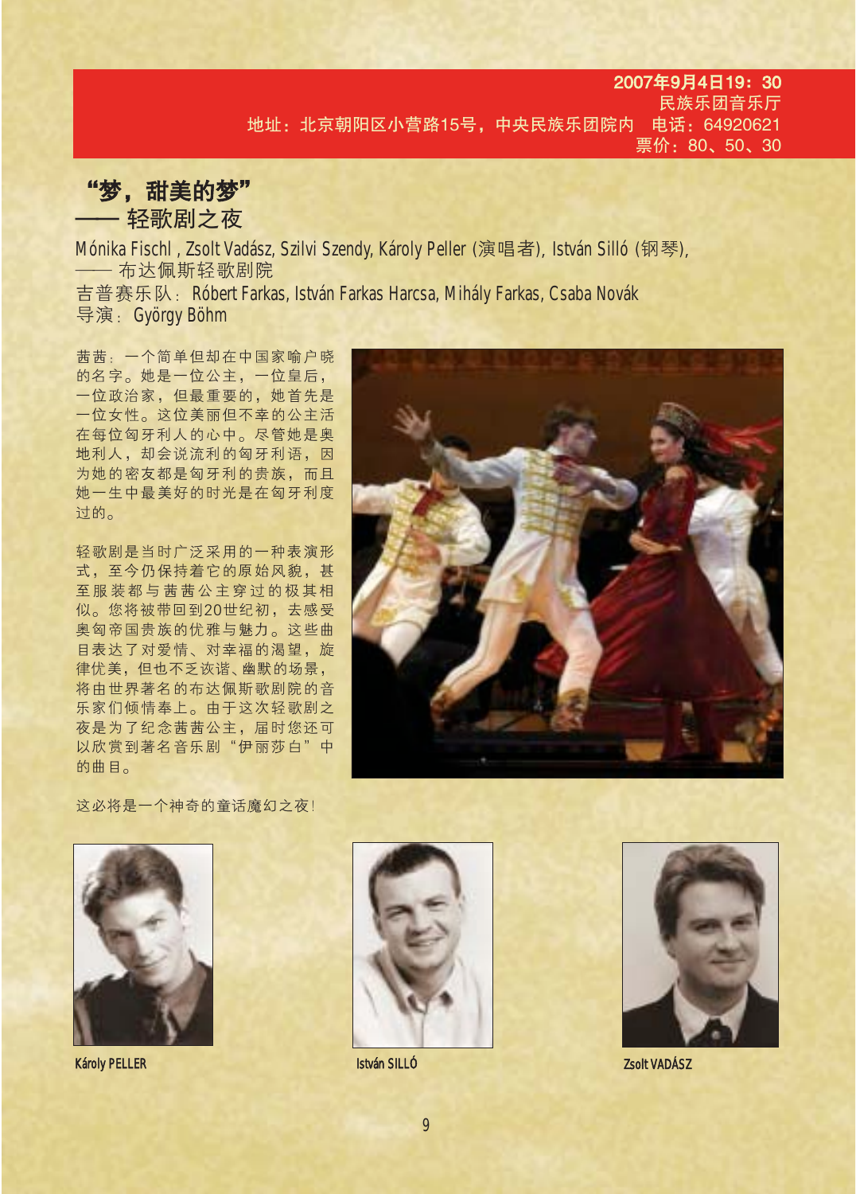**2007年9月4日19：30**
民族乐团音乐厅
地址：北京朝阳区小营路15号，中央民族乐团院内　电话：64920621
票价：80、50、30

# “梦，甜美的梦”
## —— 轻歌剧之夜

Mónika Fischl , Zsolt Vadász, Szilvi Szendy, Károly Peller (演唱者), István Silló (钢琴),
—— 布达佩斯轻歌剧院
吉普赛乐队：Róbert Farkas, István Farkas Harcsa, Mihály Farkas, Csaba Novák
导演：György Böhm

茜茜：一个简单但却在中国家喻户晓的名字。她是一位公主，一位皇后，一位政治家，但最重要的，她首先是一位女性。这位美丽但不幸的公主活在每位匈牙利人的心中。尽管她是奥地利人，却会说流利的匈牙利语，因为她的密友都是匈牙利的贵族，而且她一生中最美好的时光是在匈牙利度过的。

轻歌剧是当时广泛采用的一种表演形式，至今仍保持着它的原始风貌，甚至服装都与茜茜公主穿过的极其相似。您将被带回到20世纪初，去感受奥匈帝国贵族的优雅与魅力。这些曲目表达了对爱情、对幸福的渴望，旋律优美，但也不乏诙谐、幽默的场景，将由世界著名的布达佩斯歌剧院的音乐家们倾情奉上。由于这次轻歌剧之夜是为了纪念茜茜公主，届时您还可以欣赏到著名音乐剧“伊丽莎白”中的曲目。

这必将是一个神奇的童话魔幻之夜！

Károly PELLER

István SILLÓ

Zsolt VADÁSZ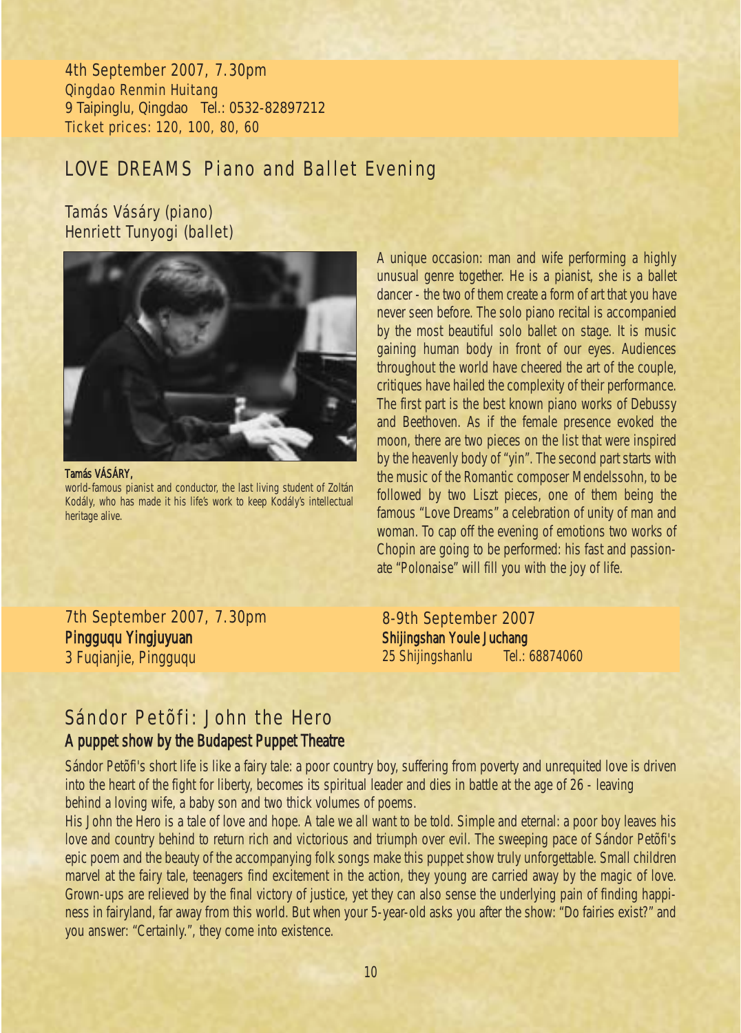4th September 2007, 7.30pm
Qingdao Renmin Huitang
9 Taipinglu, Qingdao Tel.: 0532-82897212
Ticket prices: 120, 100, 80, 60

## LOVE DREAMS Piano and Ballet Evening

Tamás Vásáry (piano)
Henriett Tunyogi (ballet)

**Tamás VÁSÁRY,**
world-famous pianist and conductor, the last living student of Zoltán Kodály, who has made it his life's work to keep Kodály's intellectual heritage alive.

A unique occasion: man and wife performing a highly unusual genre together. He is a pianist, she is a ballet dancer - the two of them create a form of art that you have never seen before. The solo piano recital is accompanied by the most beautiful solo ballet on stage. It is music gaining human body in front of our eyes. Audiences throughout the world have cheered the art of the couple, critiques have hailed the complexity of their performance. The first part is the best known piano works of Debussy and Beethoven. As if the female presence evoked the moon, there are two pieces on the list that were inspired by the heavenly body of "yin". The second part starts with the music of the Romantic composer Mendelssohn, to be followed by two Liszt pieces, one of them being the famous "Love Dreams" a celebration of unity of man and woman. To cap off the evening of emotions two works of Chopin are going to be performed: his fast and passionate "Polonaise" will fill you with the joy of life.

7th September 2007, 7.30pm
**Pingguqu Yingjuyuan**
3 Fuqianjie, Pingguqu

8-9th September 2007
**Shijingshan Youle Juchang**
25 Shijingshanlu Tel.: 68874060

## Sándor Petõfi: John the Hero

### A puppet show by the Budapest Puppet Theatre

Sándor Petõfi's short life is like a fairy tale: a poor country boy, suffering from poverty and unrequited love is driven into the heart of the fight for liberty, becomes its spiritual leader and dies in battle at the age of 26 - leaving behind a loving wife, a baby son and two thick volumes of poems.

His John the Hero is a tale of love and hope. A tale we all want to be told. Simple and eternal: a poor boy leaves his love and country behind to return rich and victorious and triumph over evil. The sweeping pace of Sándor Petõfi's epic poem and the beauty of the accompanying folk songs make this puppet show truly unforgettable. Small children marvel at the fairy tale, teenagers find excitement in the action, they young are carried away by the magic of love. Grown-ups are relieved by the final victory of justice, yet they can also sense the underlying pain of finding happiness in fairyland, far away from this world. But when your 5-year-old asks you after the show: "Do fairies exist?" and you answer: "Certainly.", they come into existence.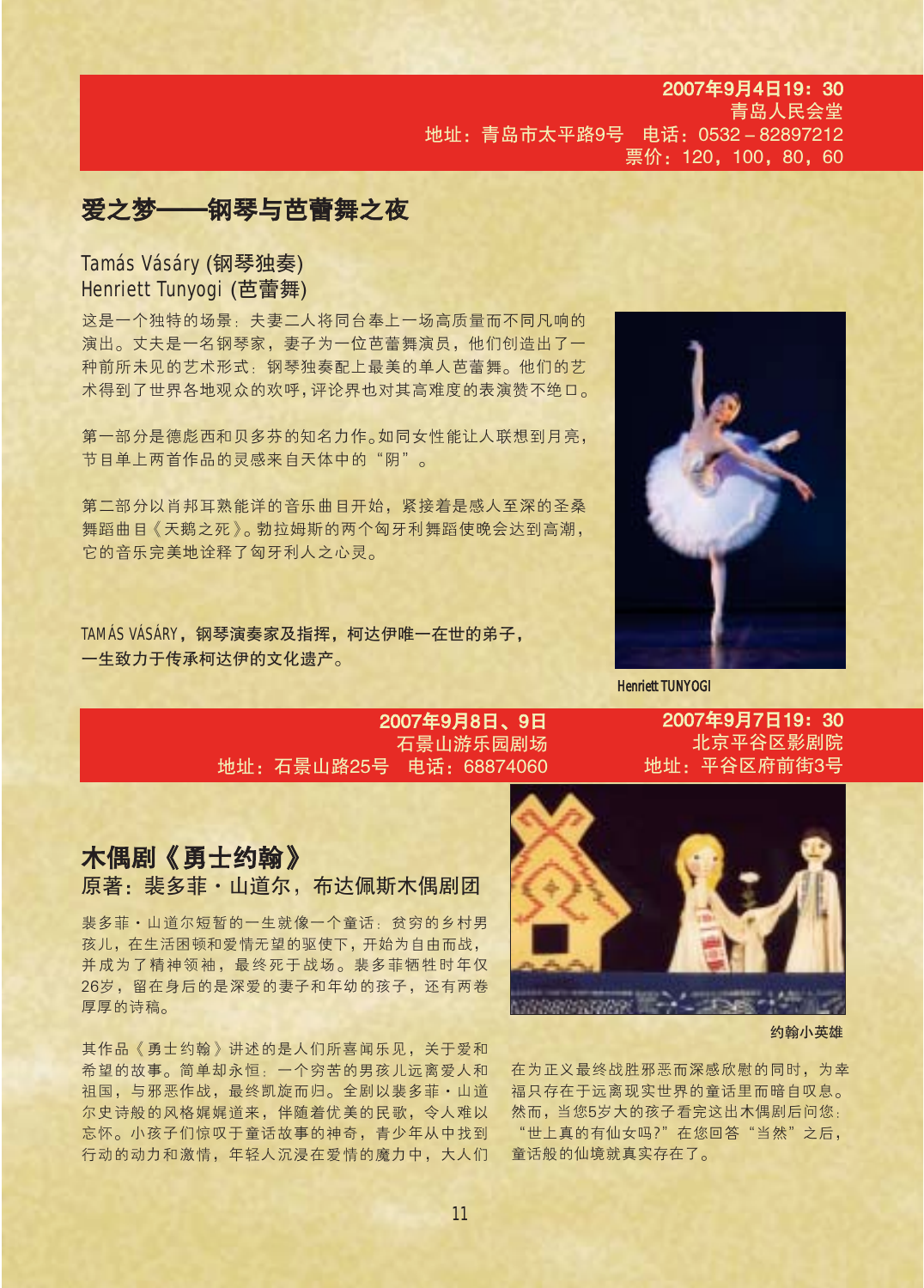**2007年9月4日19：30**
青岛人民会堂
地址：青岛市太平路9号　电话：0532－82897212
票价：120，100，80，60

## 爱之梦——钢琴与芭蕾舞之夜

### Tamás Vásáry (钢琴独奏)
### Henriett Tunyogi (芭蕾舞)

这是一个独特的场景：夫妻二人将同台奉上一场高质量而不同凡响的演出。丈夫是一名钢琴家，妻子为一位芭蕾舞演员，他们创造出了一种前所未见的艺术形式：钢琴独奏配上最美的单人芭蕾舞。他们的艺术得到了世界各地观众的欢呼，评论界也对其高难度的表演赞不绝口。

第一部分是德彪西和贝多芬的知名力作。如同女性能让人联想到月亮，节目单上两首作品的灵感来自天体中的"阴"。

第二部分以肖邦耳熟能详的音乐曲目开始，紧接着是感人至深的圣桑舞蹈曲目《天鹅之死》。勃拉姆斯的两个匈牙利舞蹈使晚会达到高潮，它的音乐完美地诠释了匈牙利人之心灵。

**TAMÁS VÁSÁRY，钢琴演奏家及指挥，柯达伊唯一在世的弟子，一生致力于传承柯达伊的文化遗产。**

Henriett TUNYOGI

**2007年9月8日、9日**
石景山游乐园剧场
地址：石景山路25号　电话：68874060

**2007年9月7日19：30**
北京平谷区影剧院
地址：平谷区府前街3号

## 木偶剧《勇士约翰》
### 原著：裴多菲·山道尔，布达佩斯木偶剧团

裴多菲·山道尔短暂的一生就像一个童话：贫穷的乡村男孩儿，在生活困顿和爱情无望的驱使下，开始为自由而战，并成为了精神领袖，最终死于战场。裴多菲牺牲时年仅26岁，留在身后的是深爱的妻子和年幼的孩子，还有两卷厚厚的诗稿。

其作品《勇士约翰》讲述的是人们所喜闻乐见，关于爱和希望的故事。简单却永恒：一个穷苦的男孩儿远离爱人和祖国，与邪恶作战，最终凯旋而归。全剧以裴多菲·山道尔史诗般的风格娓娓道来，伴随着优美的民歌，令人难以忘怀。小孩子们惊叹于童话故事的神奇，青少年从中找到行动的动力和激情，年轻人沉浸在爱情的魔力中，大人们在为正义最终战胜邪恶而深感欣慰的同时，为幸福只存在于远离现实世界的童话里而暗自叹息。然而，当您5岁大的孩子看完这出木偶剧后问您："世上真的有仙女吗?"在您回答"当然"之后，童话般的仙境就真实存在了。

约翰小英雄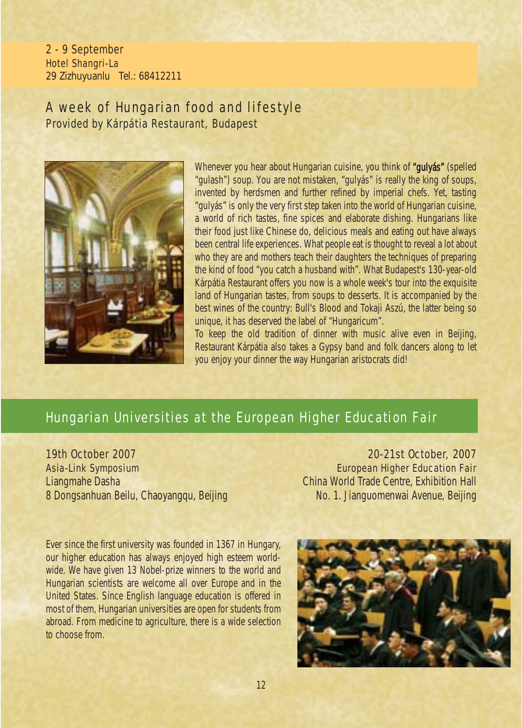2 - 9 September
Hotel Shangri-La
29 Zizhuyuanlu Tel.: 68412211

## A week of Hungarian food and lifestyle

Provided by Kárpátia Restaurant, Budapest

Whenever you hear about Hungarian cuisine, you think of **"gulyás"** (spelled "gulash") soup. You are not mistaken, "gulyás" is really the king of soups, invented by herdsmen and further refined by imperial chefs. Yet, tasting "gulyás" is only the very first step taken into the world of Hungarian cuisine, a world of rich tastes, fine spices and elaborate dishing. Hungarians like their food just like Chinese do, delicious meals and eating out have always been central life experiences. What people eat is thought to reveal a lot about who they are and mothers teach their daughters the techniques of preparing the kind of food "you catch a husband with". What Budapest's 130-year-old Kárpátia Restaurant offers you now is a whole week's tour into the exquisite land of Hungarian tastes, from soups to desserts. It is accompanied by the best wines of the country: Bull's Blood and Tokaji Aszú, the latter being so unique, it has deserved the label of "Hungaricum".

To keep the old tradition of dinner with music alive even in Beijing, Restaurant Kárpátia also takes a Gypsy band and folk dancers along to let you enjoy your dinner the way Hungarian aristocrats did!

## Hungarian Universities at the European Higher Education Fair

19th October 2007
Asia-Link Symposium
Liangmahe Dasha
8 Dongsanhuan Beilu, Chaoyangqu, Beijing

20-21st October, 2007
European Higher Education Fair
China World Trade Centre, Exhibition Hall
No. 1. Jianguomenwai Avenue, Beijing

Ever since the first university was founded in 1367 in Hungary, our higher education has always enjoyed high esteem world-wide. We have given 13 Nobel-prize winners to the world and Hungarian scientists are welcome all over Europe and in the United States. Since English language education is offered in most of them, Hungarian universities are open for students from abroad. From medicine to agriculture, there is a wide selection to choose from.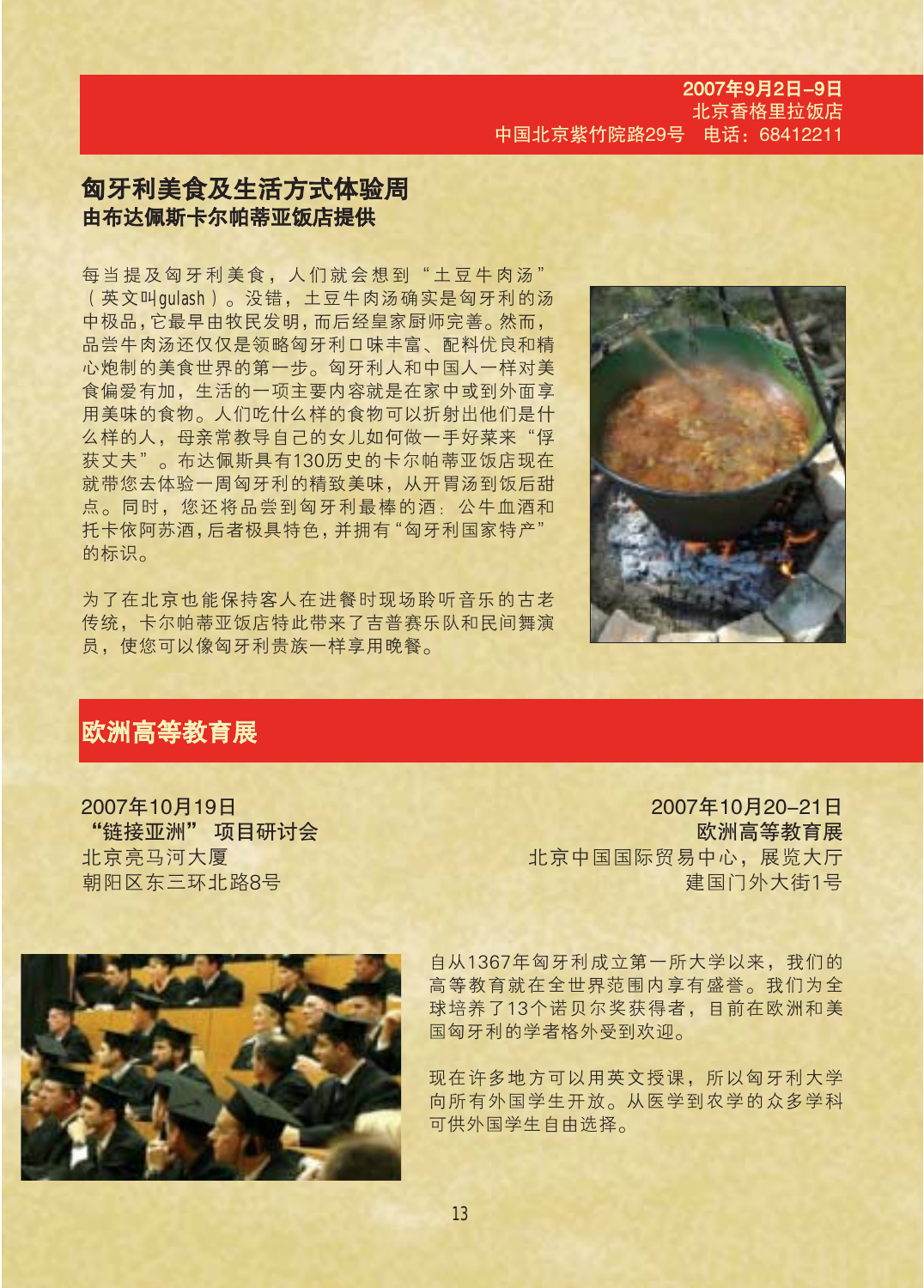**2007年9月2日–9日**
北京香格里拉饭店
中国北京紫竹院路29号　电话：68412211

## 匈牙利美食及生活方式体验周

**由布达佩斯卡尔帕蒂亚饭店提供**

每当提及匈牙利美食，人们就会想到“土豆牛肉汤”（英文叫gulash）。没错，土豆牛肉汤确实是匈牙利的汤中极品，它最早由牧民发明，而后经皇家厨师完善。然而，品尝牛肉汤还仅仅是领略匈牙利口味丰富、配料优良和精心炮制的美食世界的第一步。匈牙利人和中国人一样对美食偏爱有加，生活的一项主要内容就是在家中或到外面享用美味的食物。人们吃什么样的食物可以折射出他们是什么样的人，母亲常教导自己的女儿如何做一手好菜来“俘获丈夫”。布达佩斯具有130历史的卡尔帕蒂亚饭店现在就带您去体验一周匈牙利的精致美味，从开胃汤到饭后甜点。同时，您还将品尝到匈牙利最棒的酒：公牛血酒和托卡依阿苏酒，后者极具特色，并拥有“匈牙利国家特产”的标识。

为了在北京也能保持客人在进餐时现场聆听音乐的古老传统，卡尔帕蒂亚饭店特此带来了吉普赛乐队和民间舞演员，使您可以像匈牙利贵族一样享用晚餐。

## 欧洲高等教育展

2007年10月19日
**“链接亚洲” 项目研讨会**
北京亮马河大厦
朝阳区东三环北路8号

2007年10月20–21日
**欧洲高等教育展**
北京中国国际贸易中心，展览大厅
建国门外大街1号

自从1367年匈牙利成立第一所大学以来，我们的高等教育就在全世界范围内享有盛誉。我们为全球培养了13个诺贝尔奖获得者，目前在欧洲和美国匈牙利的学者格外受到欢迎。

现在许多地方可以用英文授课，所以匈牙利大学向所有外国学生开放。从医学到农学的众多学科可供外国学生自由选择。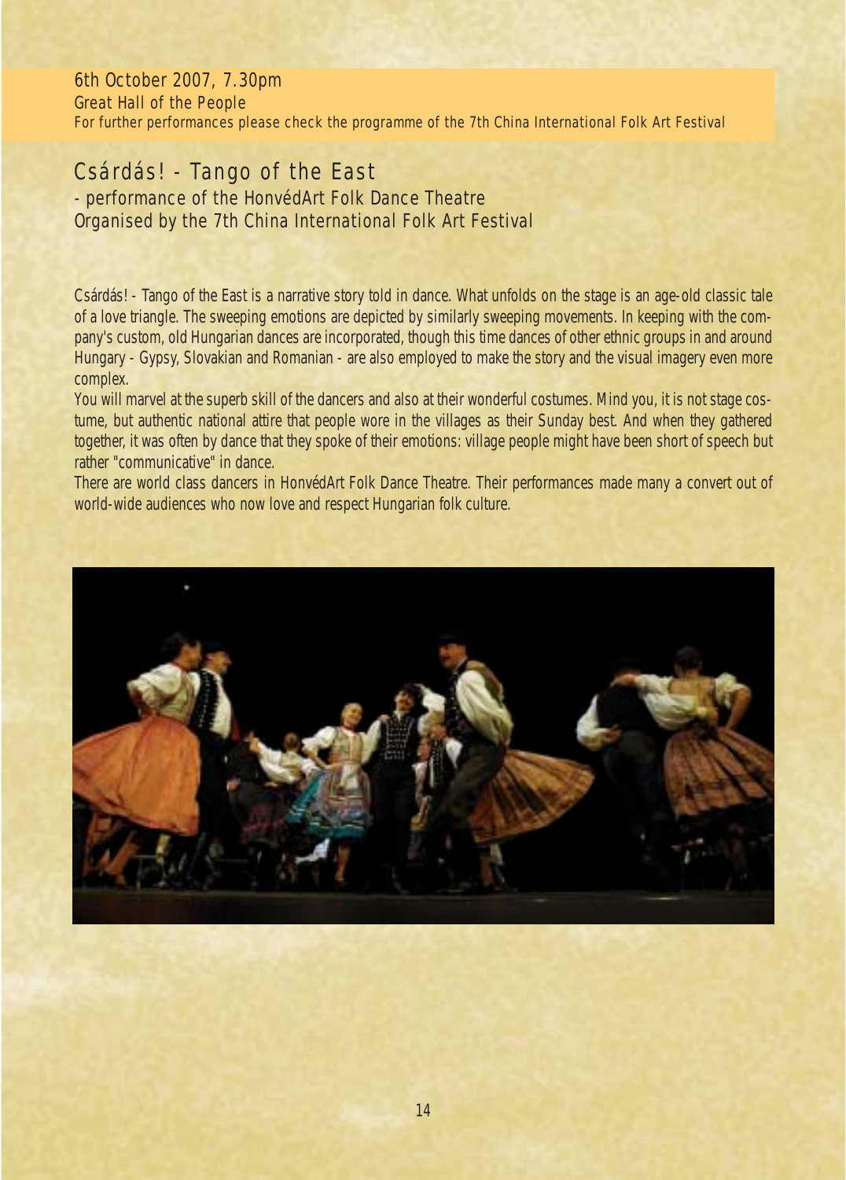6th October 2007, 7.30pm
Great Hall of the People
For further performances please check the programme of the 7th China International Folk Art Festival

## Csárdás! - Tango of the East

- performance of the HonvédArt Folk Dance Theatre
Organised by the 7th China International Folk Art Festival

Csárdás! - Tango of the East is a narrative story told in dance. What unfolds on the stage is an age-old classic tale of a love triangle. The sweeping emotions are depicted by similarly sweeping movements. In keeping with the company's custom, old Hungarian dances are incorporated, though this time dances of other ethnic groups in and around Hungary - Gypsy, Slovakian and Romanian - are also employed to make the story and the visual imagery even more complex.

You will marvel at the superb skill of the dancers and also at their wonderful costumes. Mind you, it is not stage costume, but authentic national attire that people wore in the villages as their Sunday best. And when they gathered together, it was often by dance that they spoke of their emotions: village people might have been short of speech but rather "communicative" in dance.

There are world class dancers in HonvédArt Folk Dance Theatre. Their performances made many a convert out of world-wide audiences who now love and respect Hungarian folk culture.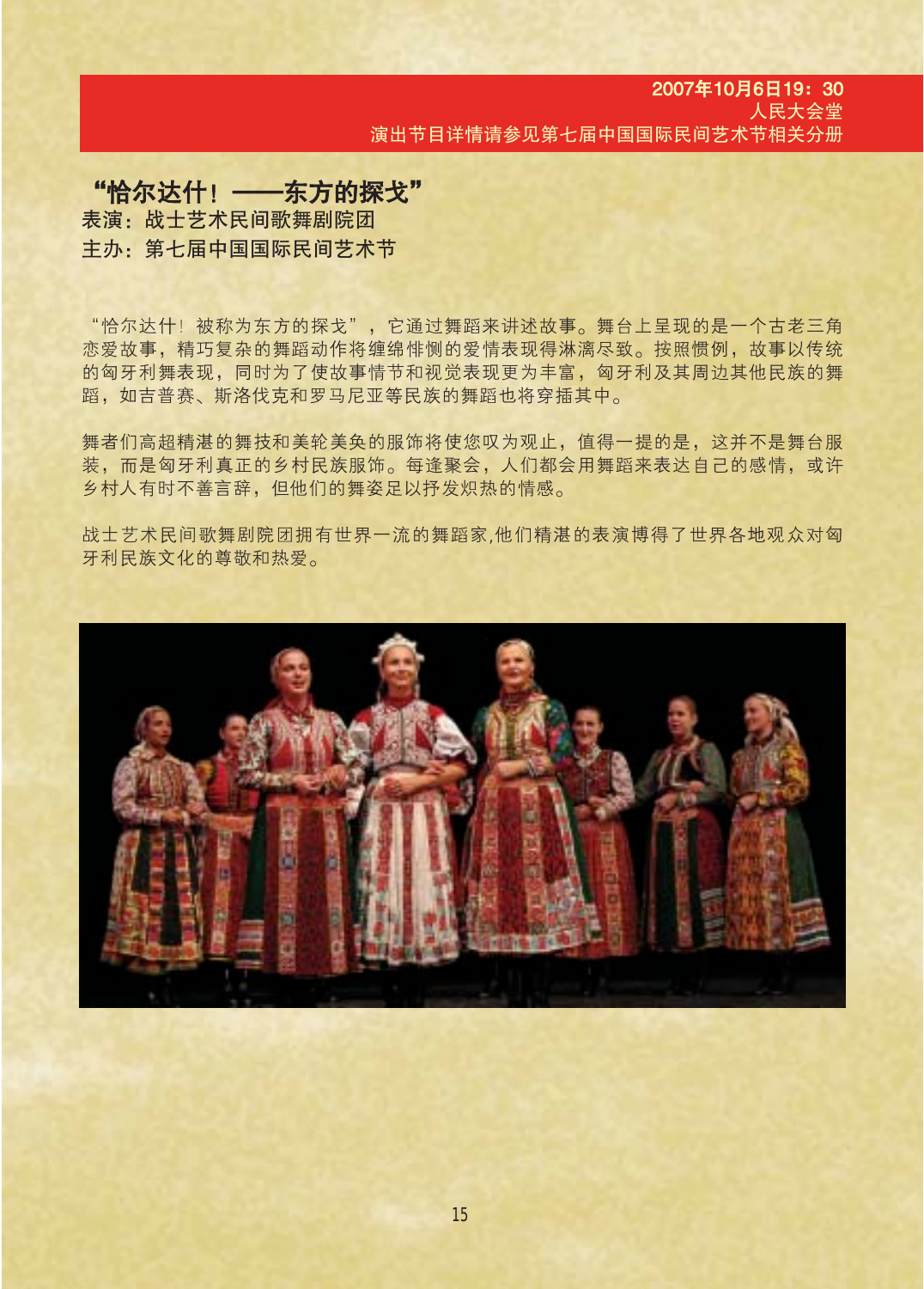2007年10月6日19：30
人民大会堂
演出节目详情请参见第七届中国国际民间艺术节相关分册

## “恰尔达什！——东方的探戈”

**表演：战士艺术民间歌舞剧院团**
**主办：第七届中国国际民间艺术节**

“恰尔达什！被称为东方的探戈”，它通过舞蹈来讲述故事。舞台上呈现的是一个古老三角恋爱故事，精巧复杂的舞蹈动作将缠绵悱恻的爱情表现得淋漓尽致。按照惯例，故事以传统的匈牙利舞表现，同时为了使故事情节和视觉表现更为丰富，匈牙利及其周边其他民族的舞蹈，如吉普赛、斯洛伐克和罗马尼亚等民族的舞蹈也将穿插其中。

舞者们高超精湛的舞技和美轮美奂的服饰将使您叹为观止，值得一提的是，这并不是舞台服装，而是匈牙利真正的乡村民族服饰。每逢聚会，人们都会用舞蹈来表达自己的感情，或许乡村人有时不善言辞，但他们的舞姿足以抒发炽热的情感。

战士艺术民间歌舞剧院团拥有世界一流的舞蹈家,他们精湛的表演博得了世界各地观众对匈牙利民族文化的尊敬和热爱。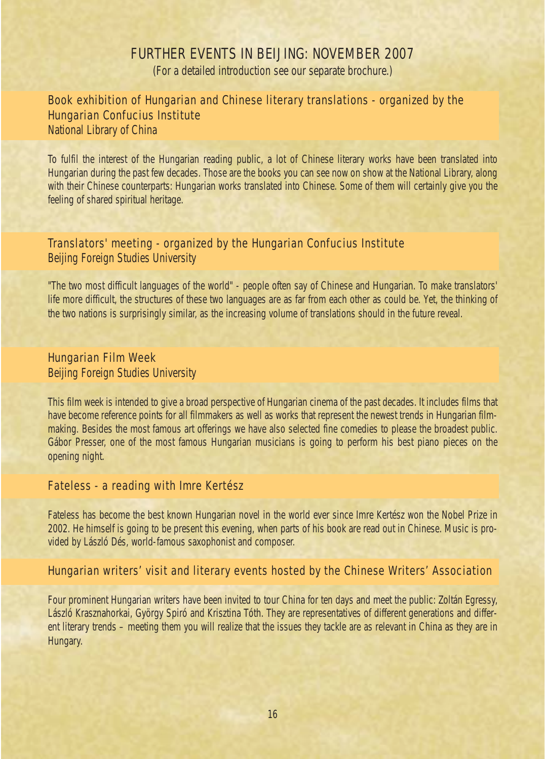# FURTHER EVENTS IN BEIJING: NOVEMBER 2007

(For a detailed introduction see our separate brochure.)

## Book exhibition of Hungarian and Chinese literary translations - organized by the Hungarian Confucius Institute

National Library of China

To fulfil the interest of the Hungarian reading public, a lot of Chinese literary works have been translated into Hungarian during the past few decades. Those are the books you can see now on show at the National Library, along with their Chinese counterparts: Hungarian works translated into Chinese. Some of them will certainly give you the feeling of shared spiritual heritage.

## Translators' meeting - organized by the Hungarian Confucius Institute

Beijing Foreign Studies University

"The two most difficult languages of the world" - people often say of Chinese and Hungarian. To make translators' life more difficult, the structures of these two languages are as far from each other as could be. Yet, the thinking of the two nations is surprisingly similar, as the increasing volume of translations should in the future reveal.

## Hungarian Film Week

Beijing Foreign Studies University

This film week is intended to give a broad perspective of Hungarian cinema of the past decades. It includes films that have become reference points for all filmmakers as well as works that represent the newest trends in Hungarian filmmaking. Besides the most famous art offerings we have also selected fine comedies to please the broadest public. Gábor Presser, one of the most famous Hungarian musicians is going to perform his best piano pieces on the opening night.

## Fateless - a reading with Imre Kertész

Fateless has become the best known Hungarian novel in the world ever since Imre Kertész won the Nobel Prize in 2002. He himself is going to be present this evening, when parts of his book are read out in Chinese. Music is provided by László Dés, world-famous saxophonist and composer.

## Hungarian writers' visit and literary events hosted by the Chinese Writers' Association

Four prominent Hungarian writers have been invited to tour China for ten days and meet the public: Zoltán Egressy, László Krasznahorkai, György Spiró and Krisztina Tóth. They are representatives of different generations and different literary trends – meeting them you will realize that the issues they tackle are as relevant in China as they are in Hungary.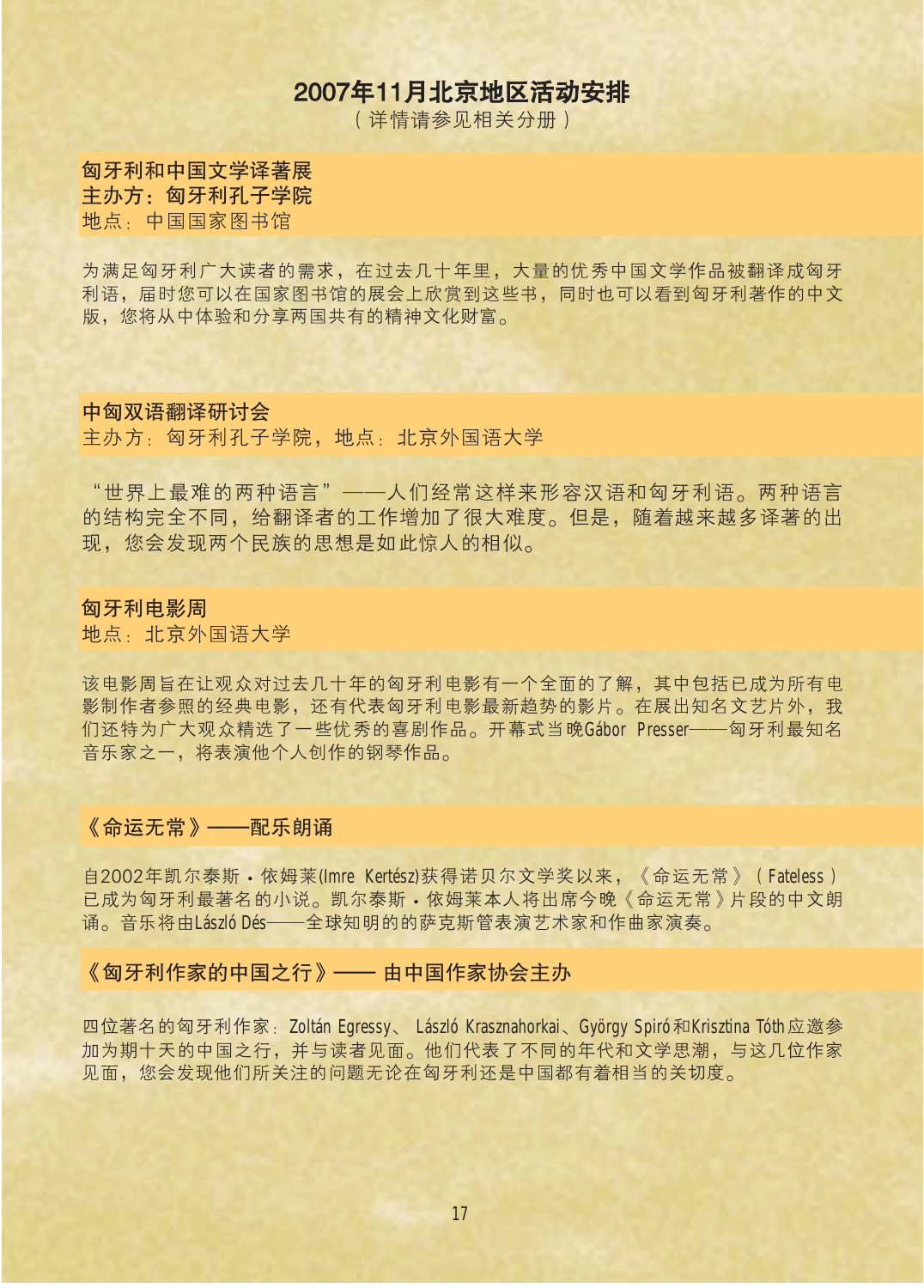# 2007年11月北京地区活动安排

（详情请参见相关分册）

## 匈牙利和中国文学译著展

**主办方：匈牙利孔子学院**

地点：中国国家图书馆

为满足匈牙利广大读者的需求，在过去几十年里，大量的优秀中国文学作品被翻译成匈牙利语，届时您可以在国家图书馆的展会上欣赏到这些书，同时也可以看到匈牙利著作的中文版，您将从中体验和分享两国共有的精神文化财富。

## 中匈双语翻译研讨会

主办方：匈牙利孔子学院，地点：北京外国语大学

"世界上最难的两种语言"——人们经常这样来形容汉语和匈牙利语。两种语言的结构完全不同，给翻译者的工作增加了很大难度。但是，随着越来越多译著的出现，您会发现两个民族的思想是如此惊人的相似。

## 匈牙利电影周

地点：北京外国语大学

该电影周旨在让观众对过去几十年的匈牙利电影有一个全面的了解，其中包括已成为所有电影制作者参照的经典电影，还有代表匈牙利电影最新趋势的影片。在展出知名文艺片外，我们还特为广大观众精选了一些优秀的喜剧作品。开幕式当晚Gábor Presser——匈牙利最知名音乐家之一，将表演他个人创作的钢琴作品。

## 《命运无常》——配乐朗诵

自2002年凯尔泰斯・依姆莱(Imre Kertész)获得诺贝尔文学奖以来，《命运无常》（Fateless）已成为匈牙利最著名的小说。凯尔泰斯・依姆莱本人将出席今晚《命运无常》片段的中文朗诵。音乐将由László Dés——全球知明的的萨克斯管表演艺术家和作曲家演奏。

## 《匈牙利作家的中国之行》—— 由中国作家协会主办

四位著名的匈牙利作家：Zoltán Egressy、László Krasznahorkai、György Spiró和Krisztina Tóth应邀参加为期十天的中国之行，并与读者见面。他们代表了不同的年代和文学思潮，与这几位作家见面，您会发现他们所关注的问题无论在匈牙利还是中国都有着相当的关切度。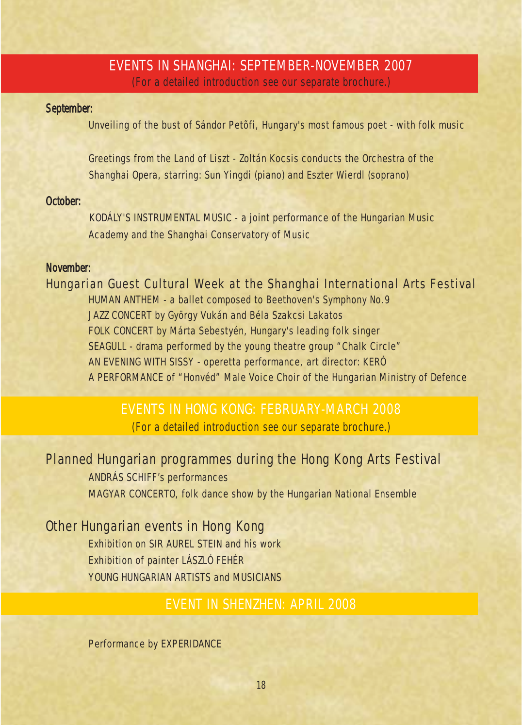## EVENTS IN SHANGHAI: SEPTEMBER-NOVEMBER 2007

(For a detailed introduction see our separate brochure.)

**September:**

Unveiling of the bust of Sándor Petõfi, Hungary's most famous poet - with folk music

Greetings from the Land of Liszt - Zoltán Kocsis conducts the Orchestra of the Shanghai Opera, starring: Sun Yingdi (piano) and Eszter Wierdl (soprano)

**October:**

KODÁLY'S INSTRUMENTAL MUSIC - a joint performance of the Hungarian Music Academy and the Shanghai Conservatory of Music

**November:**

### Hungarian Guest Cultural Week at the Shanghai International Arts Festival

HUMAN ANTHEM - a ballet composed to Beethoven's Symphony No.9
JAZZ CONCERT by György Vukán and Béla Szakcsi Lakatos
FOLK CONCERT by Márta Sebestyén, Hungary's leading folk singer
SEAGULL - drama performed by the young theatre group "Chalk Circle"
AN EVENING WITH SISSY - operetta performance, art director: KERÓ
A PERFORMANCE of "Honvéd" Male Voice Choir of the Hungarian Ministry of Defence

## EVENTS IN HONG KONG: FEBRUARY-MARCH 2008

(For a detailed introduction see our separate brochure.)

### Planned Hungarian programmes during the Hong Kong Arts Festival

ANDRÁS SCHIFF's performances
MAGYAR CONCERTO, folk dance show by the Hungarian National Ensemble

### Other Hungarian events in Hong Kong

Exhibition on SIR AUREL STEIN and his work
Exhibition of painter LÁSZLÓ FEHÉR
YOUNG HUNGARIAN ARTISTS and MUSICIANS

## EVENT IN SHENZHEN: APRIL 2008

Performance by EXPERIDANCE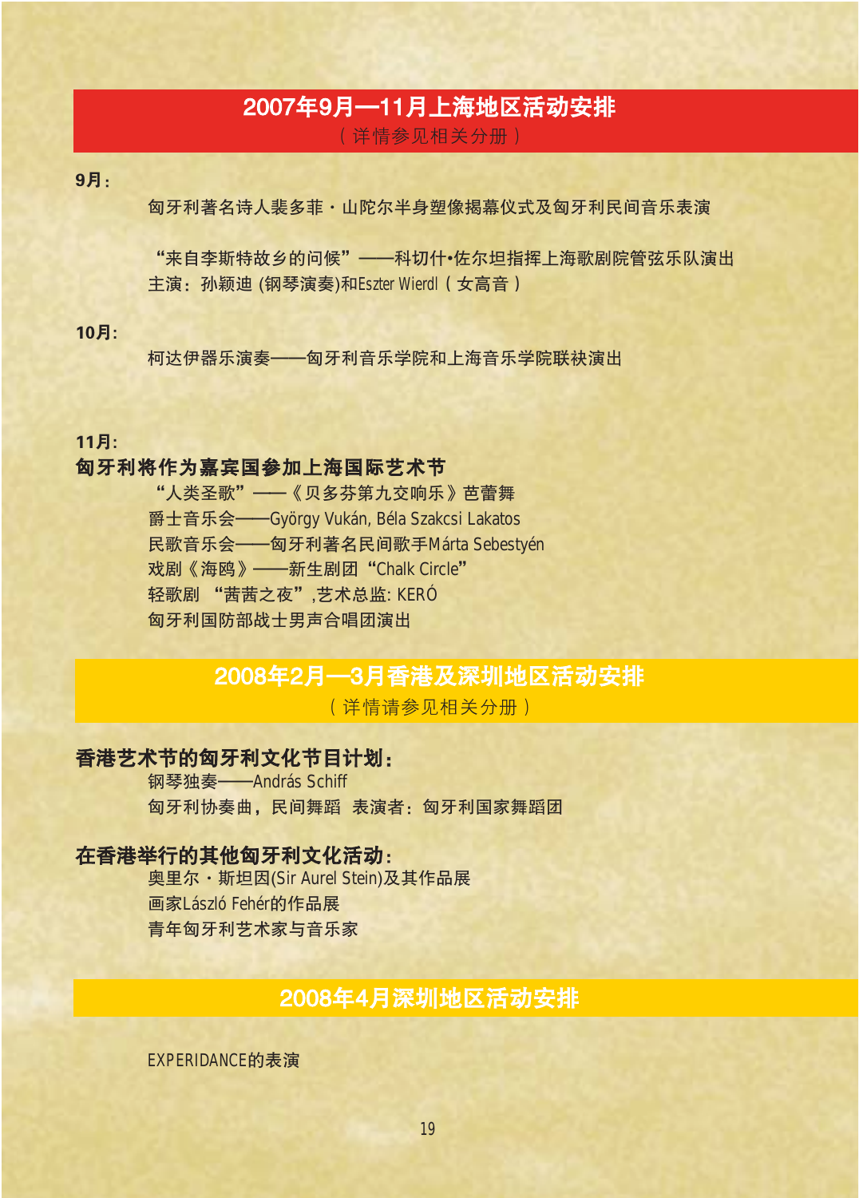## 2007年9月—11月上海地区活动安排

（详情参见相关分册）

**9月:**

匈牙利著名诗人裴多菲・山陀尔半身塑像揭幕仪式及匈牙利民间音乐表演

"来自李斯特故乡的问候"——科切什•佐尔坦指挥上海歌剧院管弦乐队演出
主演：孙颖迪 (钢琴演奏)和Eszter Wierdl（女高音）

**10月:**

柯达伊器乐演奏——匈牙利音乐学院和上海音乐学院联袂演出

**11月:**

**匈牙利将作为嘉宾国参加上海国际艺术节**

"人类圣歌"——《贝多芬第九交响乐》芭蕾舞
爵士音乐会——György Vukán, Béla Szakcsi Lakatos
民歌音乐会——匈牙利著名民间歌手Márta Sebestyén
戏剧《海鸥》——新生剧团"Chalk Circle"
轻歌剧 "茜茜之夜",艺术总监: KERÓ
匈牙利国防部战士男声合唱团演出

## 2008年2月—3月香港及深圳地区活动安排

（详情请参见相关分册）

**香港艺术节的匈牙利文化节目计划:**

钢琴独奏——András Schiff
匈牙利协奏曲，民间舞蹈 表演者：匈牙利国家舞蹈团

**在香港举行的其他匈牙利文化活动:**

奥里尔・斯坦因(Sir Aurel Stein)及其作品展
画家László Fehér的作品展
青年匈牙利艺术家与音乐家

## 2008年4月深圳地区活动安排

EXPERIDANCE的表演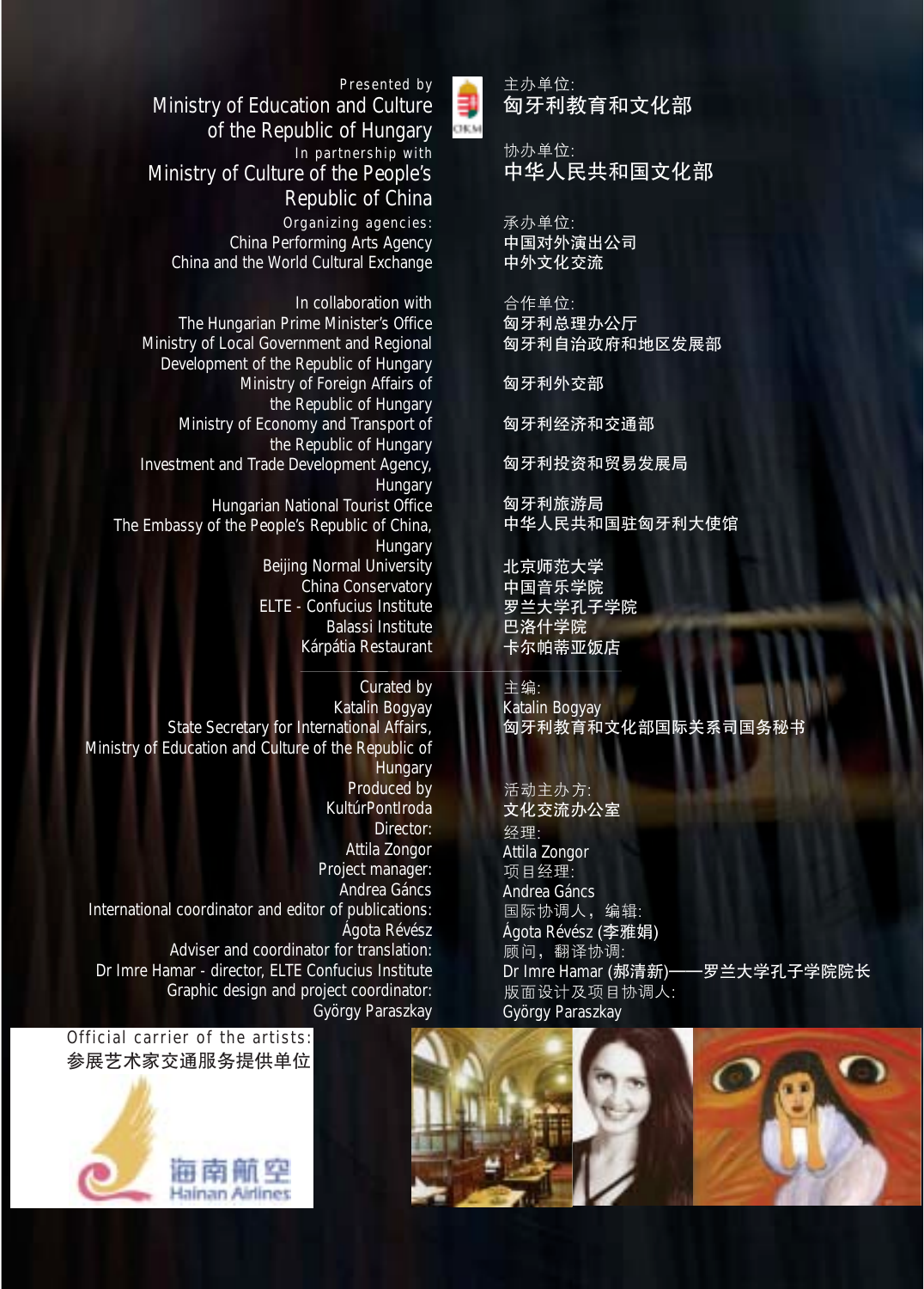Presented by
Ministry of Education and Culture of the Republic of Hungary
In partnership with
Ministry of Culture of the People's Republic of China
Organizing agencies:
China Performing Arts Agency
China and the World Cultural Exchange

主办单位:
匈牙利教育和文化部

协办单位:
中华人民共和国文化部

承办单位:
中国对外演出公司
中外文化交流

In collaboration with
The Hungarian Prime Minister's Office
Ministry of Local Government and Regional Development of the Republic of Hungary
Ministry of Foreign Affairs of the Republic of Hungary
Ministry of Economy and Transport of the Republic of Hungary
Investment and Trade Development Agency, Hungary
Hungarian National Tourist Office
The Embassy of the People's Republic of China, Hungary
Beijing Normal University
China Conservatory
ELTE - Confucius Institute
Balassi Institute
Kárpátia Restaurant

合作单位:
匈牙利总理办公厅
匈牙利自治政府和地区发展部

匈牙利外交部

匈牙利经济和交通部

匈牙利投资和贸易发展局

匈牙利旅游局
中华人民共和国驻匈牙利大使馆

北京师范大学
中国音乐学院
罗兰大学孔子学院
巴洛什学院
卡尔帕蒂亚饭店

Curated by
Katalin Bogyay
State Secretary for International Affairs, Ministry of Education and Culture of the Republic of Hungary
Produced by
KultúrPontIroda
Director:
Attila Zongor
Project manager:
Andrea Gáncs
International coordinator and editor of publications:
Ágota Révész
Adviser and coordinator for translation:
Dr Imre Hamar - director, ELTE Confucius Institute
Graphic design and project coordinator:
György Paraszkay

主编:
Katalin Bogyay
匈牙利教育和文化部国际关系司国务秘书

活动主办方:
文化交流办公室
经理:
Attila Zongor
项目经理:
Andrea Gáncs
国际协调人，编辑:
Ágota Révész (李雅娟)
顾问，翻译协调:
Dr Imre Hamar (郝清新)——罗兰大学孔子学院院长
版面设计及项目协调人:
György Paraszkay

Official carrier of the artists:
参展艺术家交通服务提供单位

海南航空
Hainan Airlines